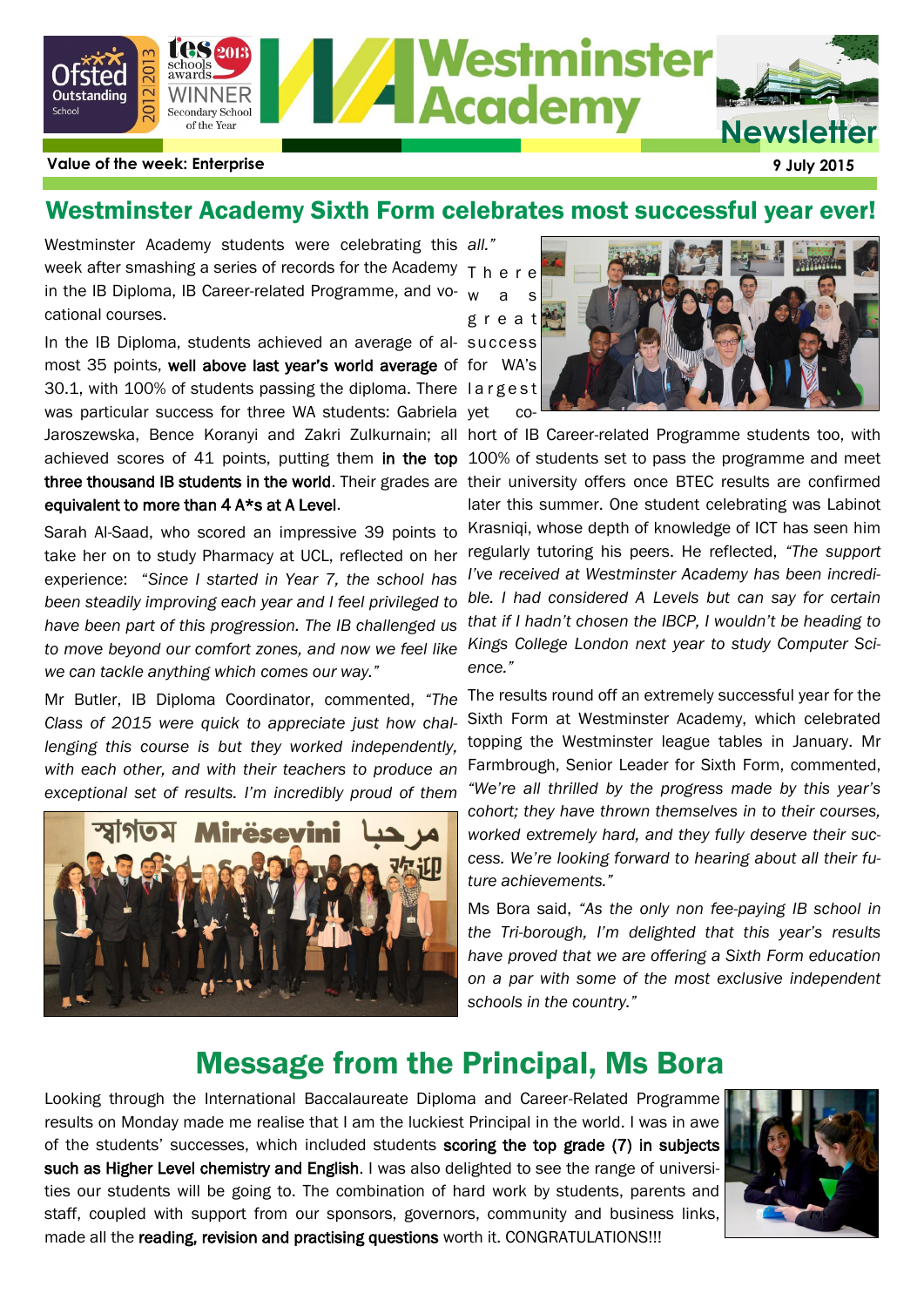Westminster Academy Newsletter

Value of the week: Enterprise

9 July 2015

## Westminster Academy Sixth Form celebrates most successful year ever!

Westminster Academy students were celebrating this week after smashing a series of records for the Academy in the IB Diploma, IB Career-related Programme, and vocational courses.

In the IB Diploma, students achieved an average of almost 35 points, **well above last year's world average** of 30.1, with 100% of students passing the diploma. There was particular success for three WA students: Gabriela Jaroszewska, Bence Koranyi and Zakri Zulkurnain; all achieved scores of 41 points, putting them **in the top three thousand IB students in the world**. Their grades are **equivalent to more than 4 A\*s at A Level**.

Sarah Al-Saad, who scored an impressive 39 points to take her on to study Pharmacy at UCL, reflected on her experience: *"Since I started in Year 7, the school has been steadily improving each year and I feel privileged to have been part of this progression. The IB challenged us to move beyond our comfort zones, and now we feel like we can tackle anything which comes our way."*

Mr Butler, IB Diploma Coordinator, commented, *"The Class of 2015 were quick to appreciate just how challenging this course is but they worked independently, with each other, and with their teachers to produce an exceptional set of results. I'm incredibly proud of them all."*

There was great success for WA's largest yet cohort of IB Career-related Programme students too, with 100% of students set to pass the programme and meet their university offers once BTEC results are confirmed later this summer. One student celebrating was Labinot Krasniqi, whose depth of knowledge of ICT has seen him regularly tutoring his peers. He reflected, *"The support I've received at Westminster Academy has been incredible. I had considered A Levels but can say for certain that if I hadn't chosen the IBCP, I wouldn't be heading to Kings College London next year to study Computer Science."*

The results round off an extremely successful year for the Sixth Form at Westminster Academy, which celebrated topping the Westminster league tables in January. Mr Farmbrough, Senior Leader for Sixth Form, commented, *"We're all thrilled by the progress made by this year's cohort; they have thrown themselves in to their courses, worked extremely hard, and they fully deserve their success. We're looking forward to hearing about all their future achievements."*

Ms Bora said, *"As the only non fee-paying IB school in the Tri-borough, I'm delighted that this year's results have proved that we are offering a Sixth Form education on a par with some of the most exclusive independent schools in the country."*

## Message from the Principal, Ms Bora

Looking through the International Baccalaureate Diploma and Career-Related Programme results on Monday made me realise that I am the luckiest Principal in the world. I was in awe of the students' successes, which included students **scoring the top grade (7) in subjects such as Higher Level chemistry and English**. I was also delighted to see the range of universities our students will be going to. The combination of hard work by students, parents and staff, coupled with support from our sponsors, governors, community and business links, made all the **reading, revision and practising questions** worth it. CONGRATULATIONS!!!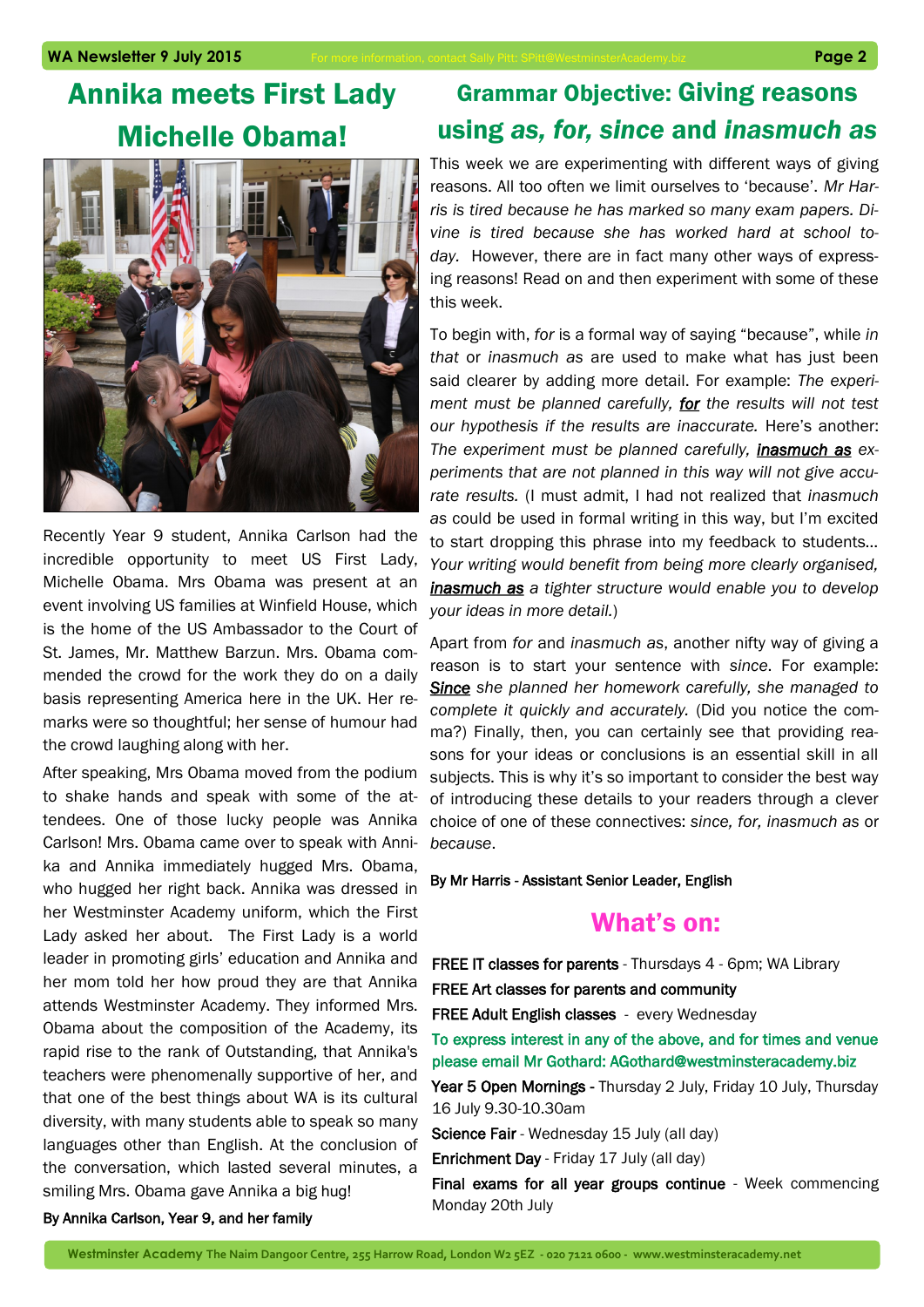# Annika meets First Lady Michelle Obama!

Recently Year 9 student, Annika Carlson had the incredible opportunity to meet US First Lady, Michelle Obama. Mrs Obama was present at an event involving US families at Winfield House, which is the home of the US Ambassador to the Court of St. James, Mr. Matthew Barzun. Mrs. Obama commended the crowd for the work they do on a daily basis representing America here in the UK. Her remarks were so thoughtful; her sense of humour had the crowd laughing along with her.

After speaking, Mrs Obama moved from the podium to shake hands and speak with some of the attendees. One of those lucky people was Annika Carlson! Mrs. Obama came over to speak with Annika and Annika immediately hugged Mrs. Obama, who hugged her right back. Annika was dressed in her Westminster Academy uniform, which the First Lady asked her about. The First Lady is a world leader in promoting girls' education and Annika and her mom told her how proud they are that Annika attends Westminster Academy. They informed Mrs. Obama about the composition of the Academy, its rapid rise to the rank of Outstanding, that Annika's teachers were phenomenally supportive of her, and that one of the best things about WA is its cultural diversity, with many students able to speak so many languages other than English. At the conclusion of the conversation, which lasted several minutes, a smiling Mrs. Obama gave Annika a big hug!

**By Annika Carlson, Year 9, and her family**

# Grammar Objective: Giving reasons using *as, for, since* and *inasmuch as*

This week we are experimenting with different ways of giving reasons. All too often we limit ourselves to 'because'. *Mr Harris is tired because he has marked so many exam papers. Divine is tired because she has worked hard at school today.* However, there are in fact many other ways of expressing reasons! Read on and then experiment with some of these this week.

To begin with, *for* is a formal way of saying "because", while *in that* or *inasmuch as* are used to make what has just been said clearer by adding more detail. For example: *The experiment must be planned carefully, **for** the results will not test our hypothesis if the results are inaccurate.* Here's another: *The experiment must be planned carefully, **inasmuch as** experiments that are not planned in this way will not give accurate results.* (I must admit, I had not realized that *inasmuch as* could be used in formal writing in this way, but I'm excited to start dropping this phrase into my feedback to students… *Your writing would benefit from being more clearly organised, **inasmuch as** a tighter structure would enable you to develop your ideas in more detail.*)

Apart from *for* and *inasmuch as*, another nifty way of giving a reason is to start your sentence with *since*. For example: ***Since** she planned her homework carefully, she managed to complete it quickly and accurately.* (Did you notice the comma?) Finally, then, you can certainly see that providing reasons for your ideas or conclusions is an essential skill in all subjects. This is why it's so important to consider the best way of introducing these details to your readers through a clever choice of one of these connectives: *since, for, inasmuch as* or *because*.

**By Mr Harris - Assistant Senior Leader, English**

## What's on:

**FREE IT classes for parents** - Thursdays 4 - 6pm; WA Library

**FREE Art classes for parents and community**

**FREE Adult English classes** - every Wednesday

To express interest in any of the above, and for times and venue please email Mr Gothard: AGothard@westminsteracademy.biz

**Year 5 Open Mornings** - Thursday 2 July, Friday 10 July, Thursday 16 July 9.30-10.30am

**Science Fair** - Wednesday 15 July (all day)

**Enrichment Day** - Friday 17 July (all day)

**Final exams for all year groups continue** - Week commencing Monday 20th July